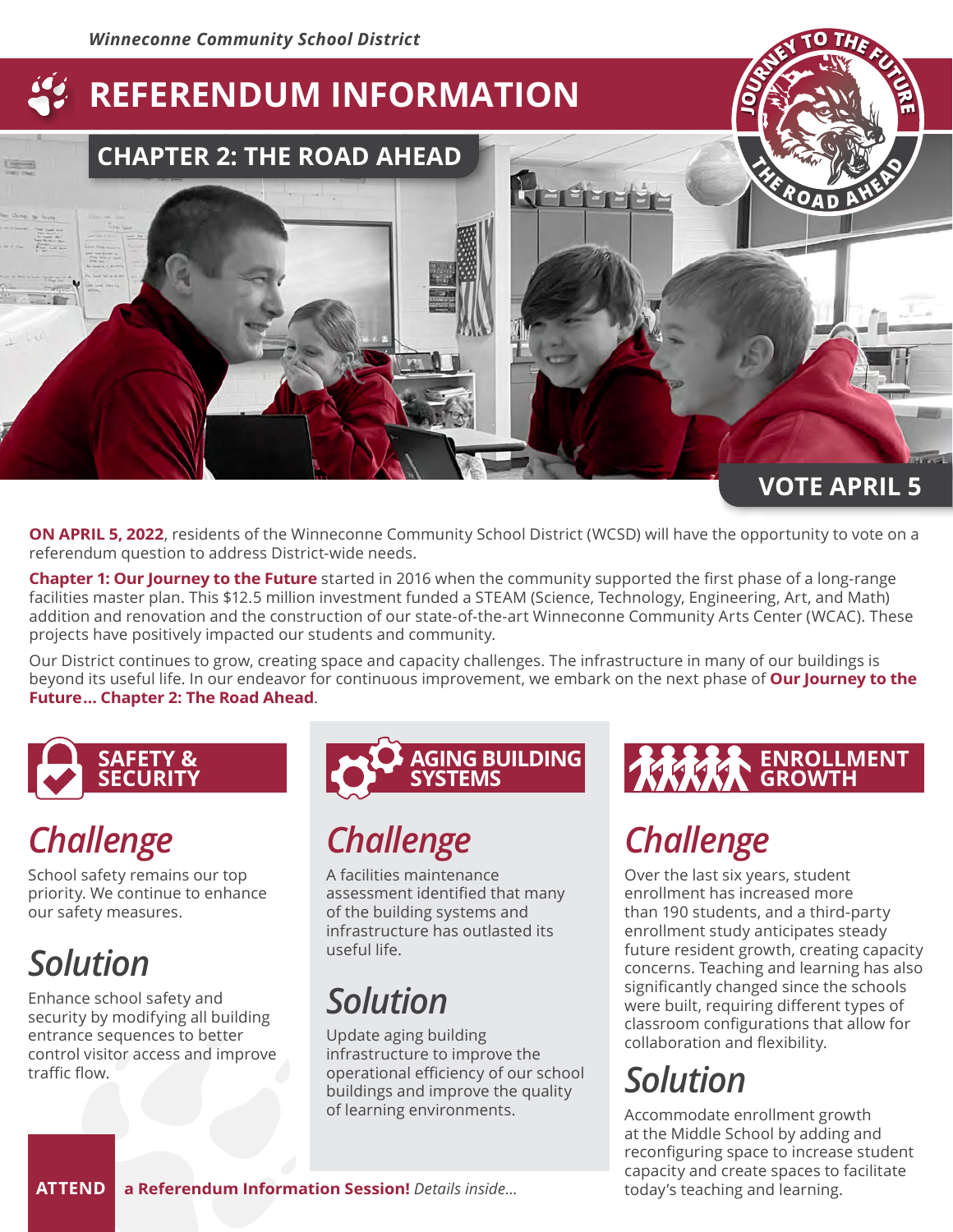*Winneconne Community School District*

# REFERENDUM INFORMATION

## CHAPTER 2: THE ROAD AHEAD

JOURNEY TO THE FUTURE — THE ROAD AHEAD

VOTE APRIL 5

**ON APRIL 5, 2022**, residents of the Winneconne Community School District (WCSD) will have the opportunity to vote on a referendum question to address District-wide needs.

**Chapter 1: Our Journey to the Future** started in 2016 when the community supported the first phase of a long-range facilities master plan. This $12.5 million investment funded a STEAM (Science, Technology, Engineering, Art, and Math) addition and renovation and the construction of our state-of-the-art Winneconne Community Arts Center (WCAC). These projects have positively impacted our students and community.

Our District continues to grow, creating space and capacity challenges. The infrastructure in many of our buildings is beyond its useful life. In our endeavor for continuous improvement, we embark on the next phase of **Our Journey to the Future… Chapter 2: The Road Ahead**.

### SAFETY & SECURITY

#### *Challenge*

School safety remains our top priority. We continue to enhance our safety measures.

#### *Solution*

Enhance school safety and security by modifying all building entrance sequences to better control visitor access and improve traffic flow.

### AGING BUILDING SYSTEMS

#### *Challenge*

A facilities maintenance assessment identified that many of the building systems and infrastructure has outlasted its useful life.

#### *Solution*

Update aging building infrastructure to improve the operational efficiency of our school buildings and improve the quality of learning environments.

### ENROLLMENT GROWTH

#### *Challenge*

Over the last six years, student enrollment has increased more than 190 students, and a third-party enrollment study anticipates steady future resident growth, creating capacity concerns. Teaching and learning has also significantly changed since the schools were built, requiring different types of classroom configurations that allow for collaboration and flexibility.

#### *Solution*

Accommodate enrollment growth at the Middle School by adding and reconfiguring space to increase student capacity and create spaces to facilitate today's teaching and learning.

**ATTEND** **a Referendum Information Session!** *Details inside...*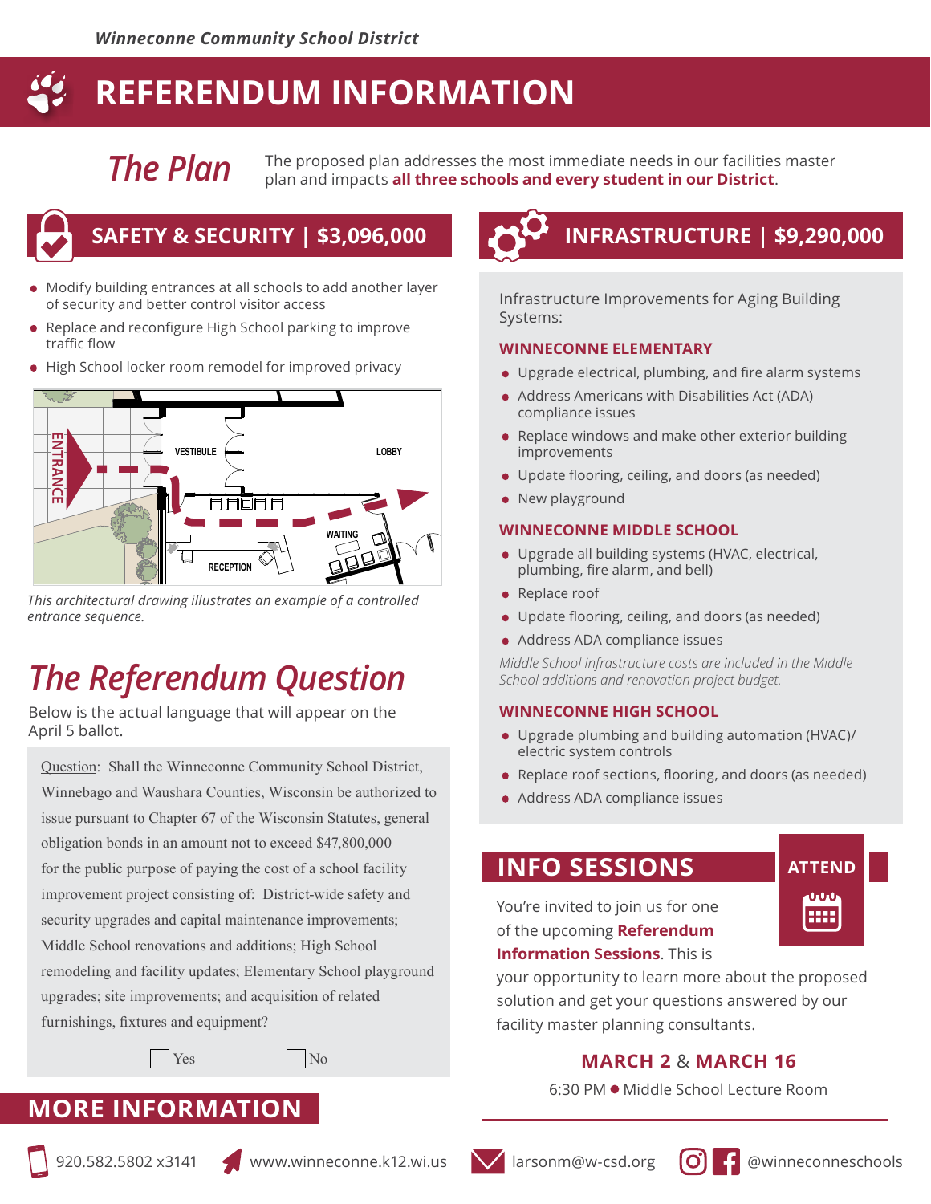*Winneconne Community School District*

# REFERENDUM INFORMATION

## The Plan

The proposed plan addresses the most immediate needs in our facilities master plan and impacts **all three schools and every student in our District**.

## SAFETY & SECURITY | $3,096,000

- Modify building entrances at all schools to add another layer of security and better control visitor access
- Replace and reconfigure High School parking to improve traffic flow
- High School locker room remodel for improved privacy

*This architectural drawing illustrates an example of a controlled entrance sequence.*

## INFRASTRUCTURE | $9,290,000

Infrastructure Improvements for Aging Building Systems:

### WINNECONNE ELEMENTARY

- Upgrade electrical, plumbing, and fire alarm systems
- Address Americans with Disabilities Act (ADA) compliance issues
- Replace windows and make other exterior building improvements
- Update flooring, ceiling, and doors (as needed)
- New playground

### WINNECONNE MIDDLE SCHOOL

- Upgrade all building systems (HVAC, electrical, plumbing, fire alarm, and bell)
- Replace roof
- Update flooring, ceiling, and doors (as needed)
- Address ADA compliance issues

*Middle School infrastructure costs are included in the Middle School additions and renovation project budget.*

### WINNECONNE HIGH SCHOOL

- Upgrade plumbing and building automation (HVAC)/ electric system controls
- Replace roof sections, flooring, and doors (as needed)
- Address ADA compliance issues

## The Referendum Question

Below is the actual language that will appear on the April 5 ballot.

Question: Shall the Winneconne Community School District, Winnebago and Waushara Counties, Wisconsin be authorized to issue pursuant to Chapter 67 of the Wisconsin Statutes, general obligation bonds in an amount not to exceed $47,800,000 for the public purpose of paying the cost of a school facility improvement project consisting of: District-wide safety and security upgrades and capital maintenance improvements; Middle School renovations and additions; High School remodeling and facility updates; Elementary School playground upgrades; site improvements; and acquisition of related furnishings, fixtures and equipment?

☐ Yes ☐ No

## INFO SESSIONS

**ATTEND**

You're invited to join us for one of the upcoming **Referendum Information Sessions**. This is your opportunity to learn more about the proposed solution and get your questions answered by our facility master planning consultants.

**MARCH 2 & MARCH 16**

6:30 PM • Middle School Lecture Room

## MORE INFORMATION

920.582.5802 x3141 | www.winneconne.k12.wi.us | larsonm@w-csd.org | @winneconneschools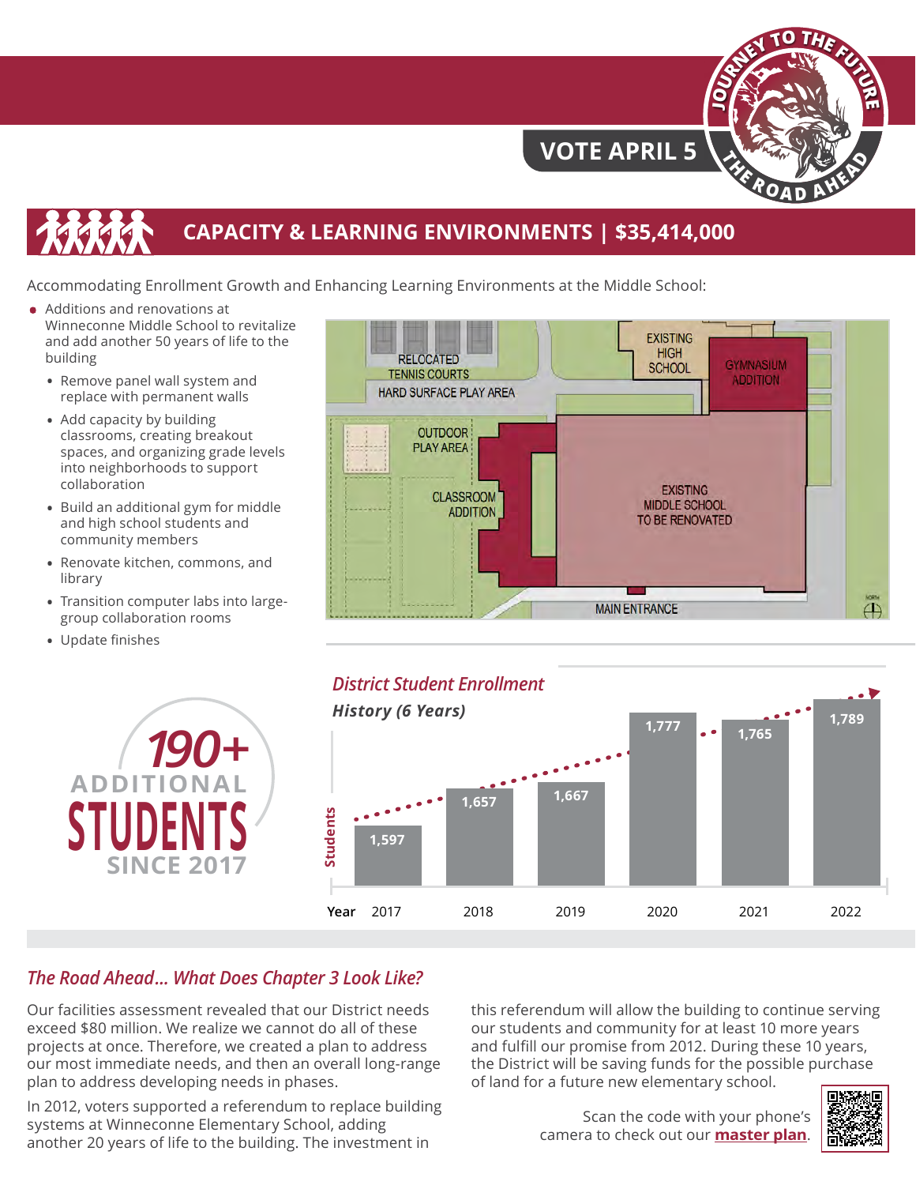VOTE APRIL 5

## CAPACITY & LEARNING ENVIRONMENTS | $35,414,000

Accommodating Enrollment Growth and Enhancing Learning Environments at the Middle School:

- Additions and renovations at Winneconne Middle School to revitalize and add another 50 years of life to the building
  - Remove panel wall system and replace with permanent walls
  - Add capacity by building classrooms, creating breakout spaces, and organizing grade levels into neighborhoods to support collaboration
  - Build an additional gym for middle and high school students and community members
  - Renovate kitchen, commons, and library
  - Transition computer labs into large-group collaboration rooms
  - Update finishes

RELOCATED TENNIS COURTS | HARD SURFACE PLAY AREA | EXISTING HIGH SCHOOL | GYMNASIUM ADDITION | OUTDOOR PLAY AREA | CLASSROOM ADDITION | EXISTING MIDDLE SCHOOL TO BE RENOVATED | MAIN ENTRANCE

**190+ ADDITIONAL STUDENTS SINCE 2017**

### *District Student Enrollment History (6 Years)*

| Year | Students |
|---|---|
| 2017 | 1,597 |
| 2018 | 1,657 |
| 2019 | 1,667 |
| 2020 | 1,777 |
| 2021 | 1,765 |
| 2022 | 1,789 |

## *The Road Ahead... What Does Chapter 3 Look Like?*

Our facilities assessment revealed that our District needs exceed $80 million. We realize we cannot do all of these projects at once. Therefore, we created a plan to address our most immediate needs, and then an overall long-range plan to address developing needs in phases.

In 2012, voters supported a referendum to replace building systems at Winneconne Elementary School, adding another 20 years of life to the building. The investment in this referendum will allow the building to continue serving our students and community for at least 10 more years and fulfill our promise from 2012. During these 10 years, the District will be saving funds for the possible purchase of land for a future new elementary school.

Scan the code with your phone's camera to check out our **master plan**.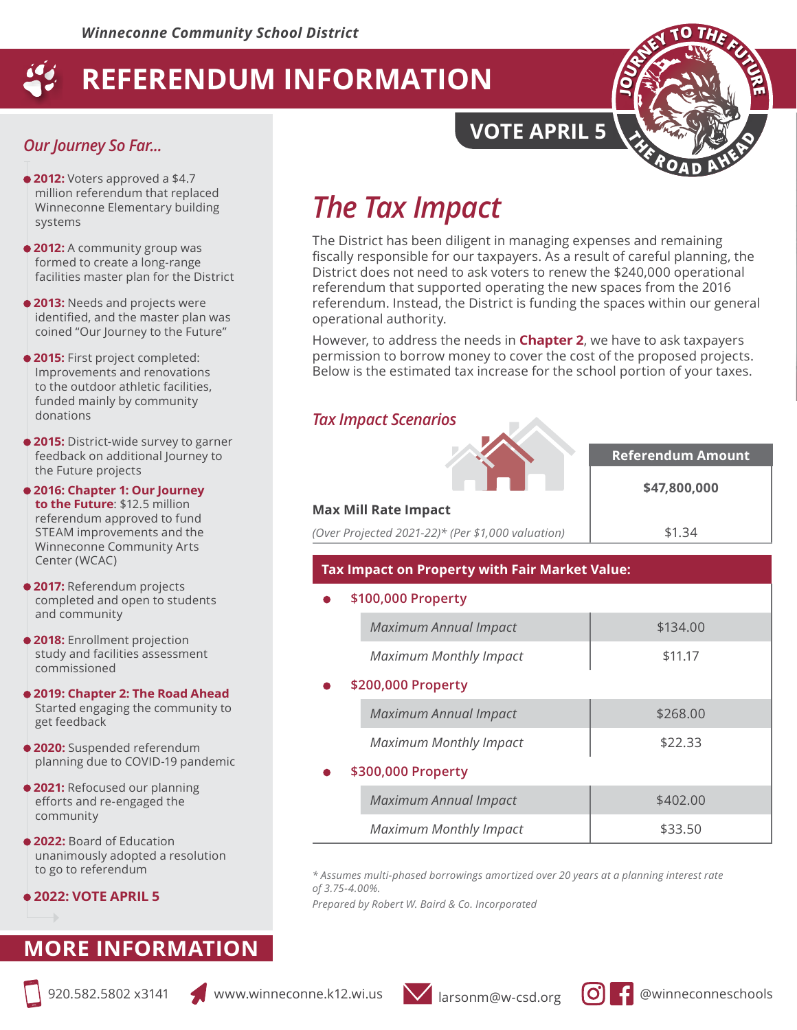*Winneconne Community School District*

# REFERENDUM INFORMATION

**VOTE APRIL 5**

JOURNEY TO THE FUTURE — THE ROAD AHEAD

## *Our Journey So Far...*

- **2012:** Voters approved a $4.7 million referendum that replaced Winneconne Elementary building systems
- **2012:** A community group was formed to create a long-range facilities master plan for the District
- **2013:** Needs and projects were identified, and the master plan was coined "Our Journey to the Future"
- **2015:** First project completed: Improvements and renovations to the outdoor athletic facilities, funded mainly by community donations
- **2015:** District-wide survey to garner feedback on additional Journey to the Future projects
- **2016: Chapter 1: Our Journey to the Future**: $12.5 million referendum approved to fund STEAM improvements and the Winneconne Community Arts Center (WCAC)
- **2017:** Referendum projects completed and open to students and community
- **2018:** Enrollment projection study and facilities assessment commissioned
- **2019: Chapter 2: The Road Ahead** Started engaging the community to get feedback
- **2020:** Suspended referendum planning due to COVID-19 pandemic
- **2021:** Refocused our planning efforts and re-engaged the community
- **2022:** Board of Education unanimously adopted a resolution to go to referendum
- **2022: VOTE APRIL 5**

## *The Tax Impact*

The District has been diligent in managing expenses and remaining fiscally responsible for our taxpayers. As a result of careful planning, the District does not need to ask voters to renew the $240,000 operational referendum that supported operating the new spaces from the 2016 referendum. Instead, the District is funding the spaces within our general operational authority.

However, to address the needs in **Chapter 2**, we have to ask taxpayers permission to borrow money to cover the cost of the proposed projects. Below is the estimated tax increase for the school portion of your taxes.

### *Tax Impact Scenarios*

| | Referendum Amount |
|---|---|
| | **$47,800,000** |
| **Max Mill Rate Impact** *(Over Projected 2021-22)\* (Per $1,000 valuation)* | $1.34 |

| Tax Impact on Property with Fair Market Value: | |
|---|---|
| **$100,000 Property** | |
| *Maximum Annual Impact* | $134.00 |
| *Maximum Monthly Impact* | $11.17 |
| **$200,000 Property** | |
| *Maximum Annual Impact* | $268.00 |
| *Maximum Monthly Impact* | $22.33 |
| **$300,000 Property** | |
| *Maximum Annual Impact* | $402.00 |
| *Maximum Monthly Impact* | $33.50 |

*\* Assumes multi-phased borrowings amortized over 20 years at a planning interest rate of 3.75-4.00%.*

*Prepared by Robert W. Baird & Co. Incorporated*

## MORE INFORMATION

920.582.5802 x3141 | www.winneconne.k12.wi.us | larsonm@w-csd.org | @winneconneschools